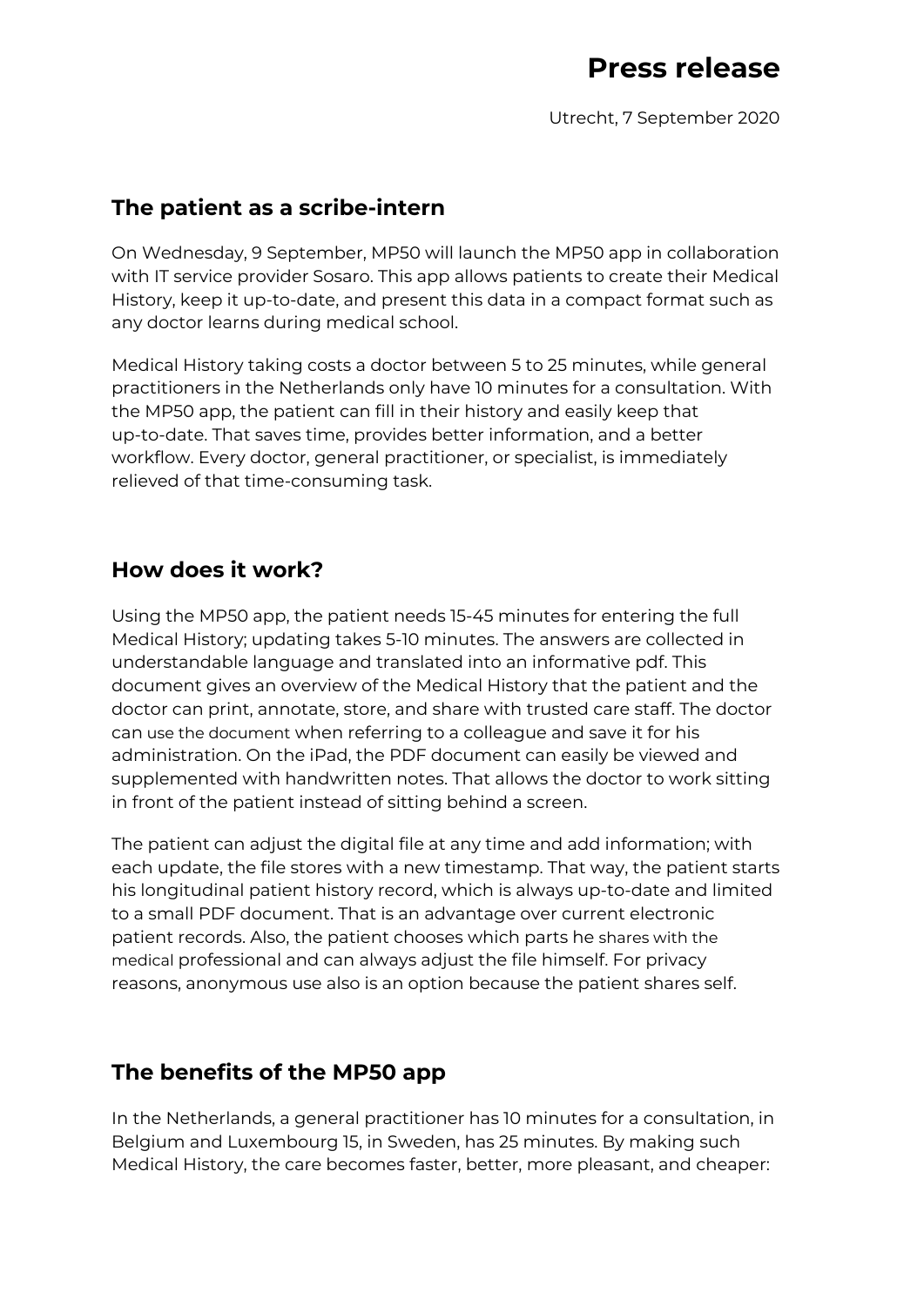# Press release

Utrecht, 7 September 2020

## The patient as a scribe-intern

On Wednesday, 9 September, MP50 will launch the MP50 app in collaboration with IT service provider Sosaro. This app allows patients to create their Medical History, keep it up-to-date, and present this data in a compact format such as any doctor learns during medical school.

Medical History taking costs a doctor between 5 to 25 minutes, while general practitioners in the Netherlands only have 10 minutes for a consultation. With the MP50 app, the patient can fill in their history and easily keep that up-to-date. That saves time, provides better information, and a better workflow. Every doctor, general practitioner, or specialist, is immediately relieved of that time-consuming task.

## How does it work?

Using the MP50 app, the patient needs 15-45 minutes for entering the full Medical History; updating takes 5-10 minutes. The answers are collected in understandable language and translated into an informative pdf. This document gives an overview of the Medical History that the patient and the doctor can print, annotate, store, and share with trusted care staff. The doctor can use the document when referring to a colleague and save it for his administration. On the iPad, the PDF document can easily be viewed and supplemented with handwritten notes. That allows the doctor to work sitting in front of the patient instead of sitting behind a screen.

The patient can adjust the digital file at any time and add information; with each update, the file stores with a new timestamp. That way, the patient starts his longitudinal patient history record, which is always up-to-date and limited to a small PDF document. That is an advantage over current electronic patient records. Also, the patient chooses which parts he shares with the medical professional and can always adjust the file himself. For privacy reasons, anonymous use also is an option because the patient shares self.

## The benefits of the MP50 app

In the Netherlands, a general practitioner has 10 minutes for a consultation, in Belgium and Luxembourg 15, in Sweden, has 25 minutes. By making such Medical History, the care becomes faster, better, more pleasant, and cheaper: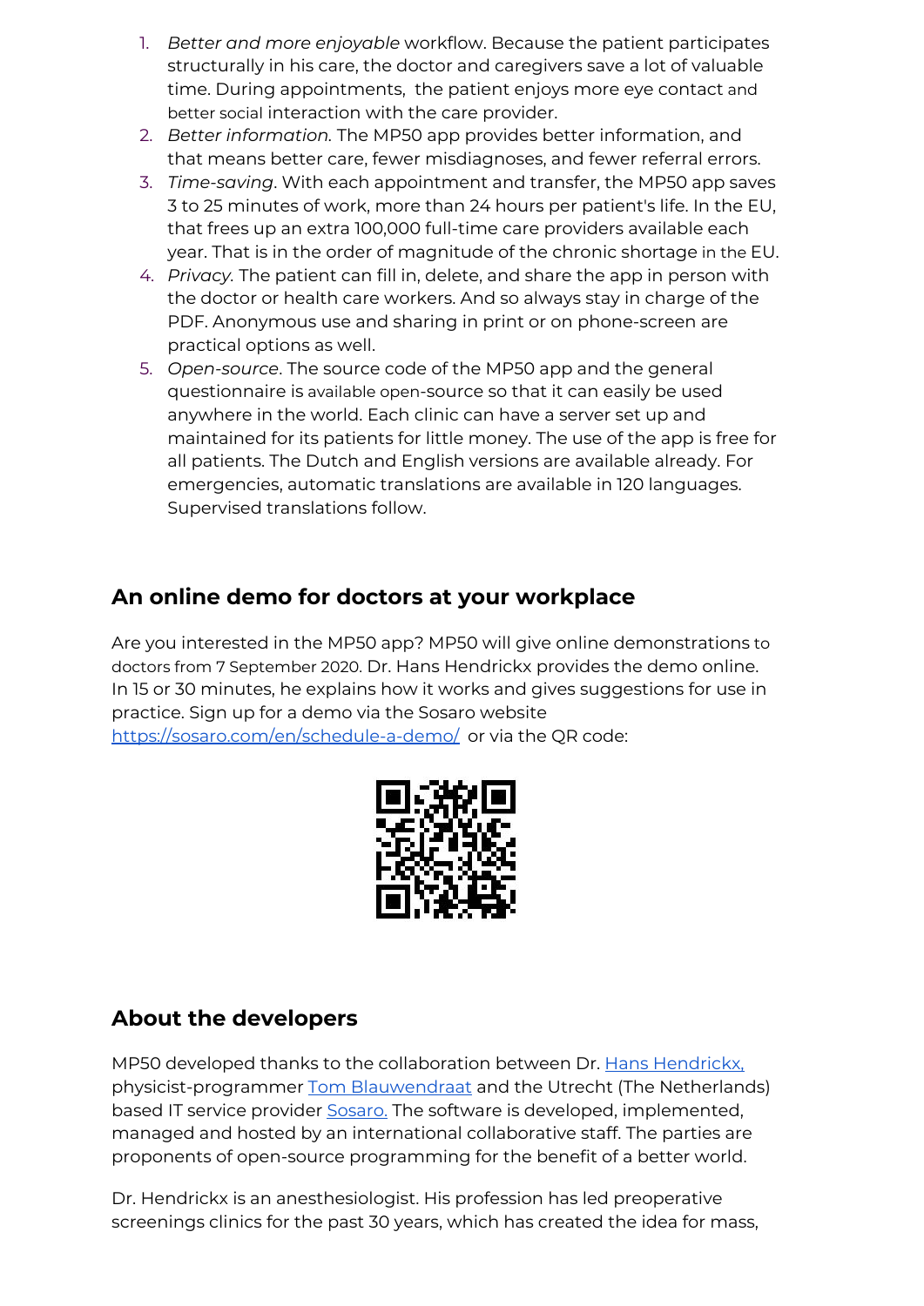1. *Better and more enjoyable* workflow. Because the patient participates structurally in his care, the doctor and caregivers save a lot of valuable time. During appointments, the patient enjoys more eye contact and better social interaction with the care provider.
2. *Better information.* The MP50 app provides better information, and that means better care, fewer misdiagnoses, and fewer referral errors.
3. *Time-saving*. With each appointment and transfer, the MP50 app saves 3 to 25 minutes of work, more than 24 hours per patient's life. In the EU, that frees up an extra 100,000 full-time care providers available each year. That is in the order of magnitude of the chronic shortage in the EU.
4. *Privacy.* The patient can fill in, delete, and share the app in person with the doctor or health care workers. And so always stay in charge of the PDF. Anonymous use and sharing in print or on phone-screen are practical options as well.
5. *Open-source*. The source code of the MP50 app and the general questionnaire is available open-source so that it can easily be used anywhere in the world. Each clinic can have a server set up and maintained for its patients for little money. The use of the app is free for all patients. The Dutch and English versions are available already. For emergencies, automatic translations are available in 120 languages. Supervised translations follow.

## An online demo for doctors at your workplace

Are you interested in the MP50 app? MP50 will give online demonstrations to doctors from 7 September 2020. Dr. Hans Hendrickx provides the demo online. In 15 or 30 minutes, he explains how it works and gives suggestions for use in practice. Sign up for a demo via the Sosaro website [https://sosaro.com/en/schedule-a-demo/](https://sosaro.com/en/schedule-a-demo/) or via the QR code:

## About the developers

MP50 developed thanks to the collaboration between Dr. Hans Hendrickx, physicist-programmer Tom Blauwendraat and the Utrecht (The Netherlands) based IT service provider Sosaro. The software is developed, implemented, managed and hosted by an international collaborative staff. The parties are proponents of open-source programming for the benefit of a better world.

Dr. Hendrickx is an anesthesiologist. His profession has led preoperative screenings clinics for the past 30 years, which has created the idea for mass,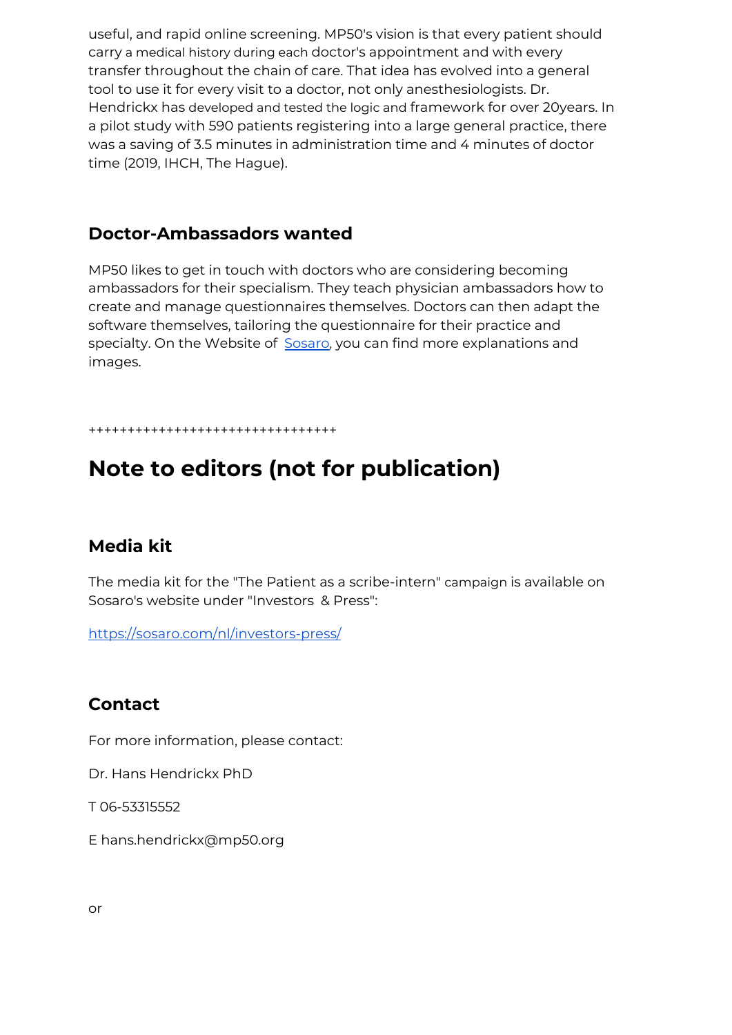useful, and rapid online screening. MP50's vision is that every patient should carry a medical history during each doctor's appointment and with every transfer throughout the chain of care. That idea has evolved into a general tool to use it for every visit to a doctor, not only anesthesiologists. Dr. Hendrickx has developed and tested the logic and framework for over 20years. In a pilot study with 590 patients registering into a large general practice, there was a saving of 3.5 minutes in administration time and 4 minutes of doctor time (2019, IHCH, The Hague).

### Doctor-Ambassadors wanted

MP50 likes to get in touch with doctors who are considering becoming ambassadors for their specialism. They teach physician ambassadors how to create and manage questionnaires themselves. Doctors can then adapt the software themselves, tailoring the questionnaire for their practice and specialty. On the Website of [Sosaro](https://sosaro.com), you can find more explanations and images.

++++++++++++++++++++++++++++++++

## Note to editors (not for publication)

### Media kit

The media kit for the "The Patient as a scribe-intern" campaign is available on Sosaro's website under "Investors & Press":

[https://sosaro.com/nl/investors-press/](https://sosaro.com/nl/investors-press/)

### Contact

For more information, please contact:

Dr. Hans Hendrickx PhD

T 06-53315552

E hans.hendrickx@mp50.org

or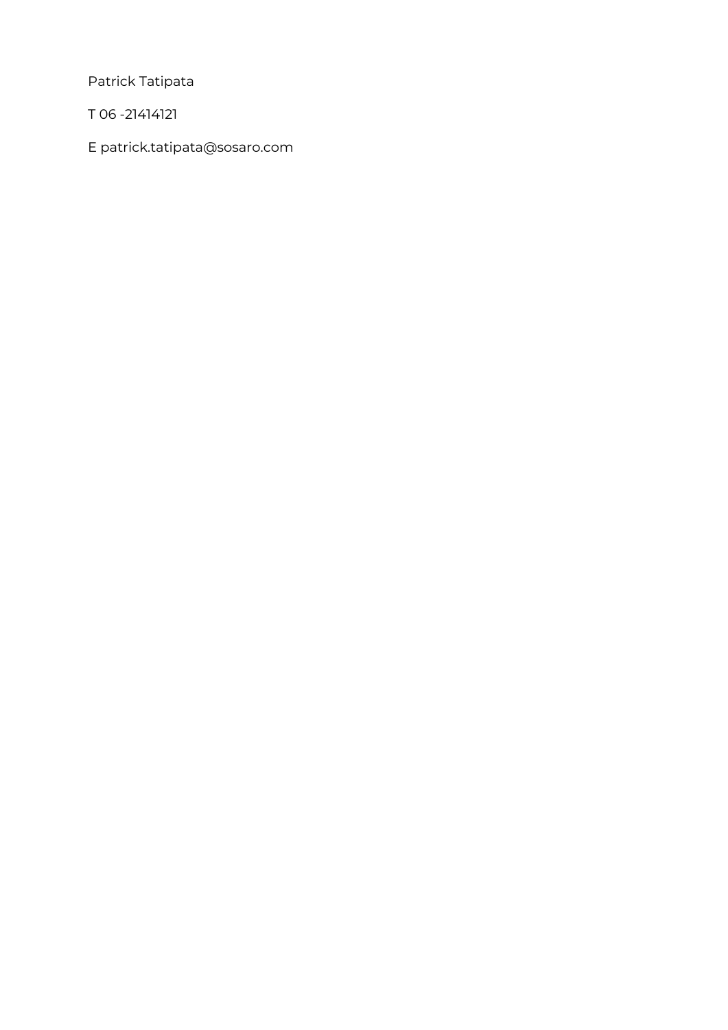Patrick Tatipata

T 06 -21414121

E patrick.tatipata@sosaro.com